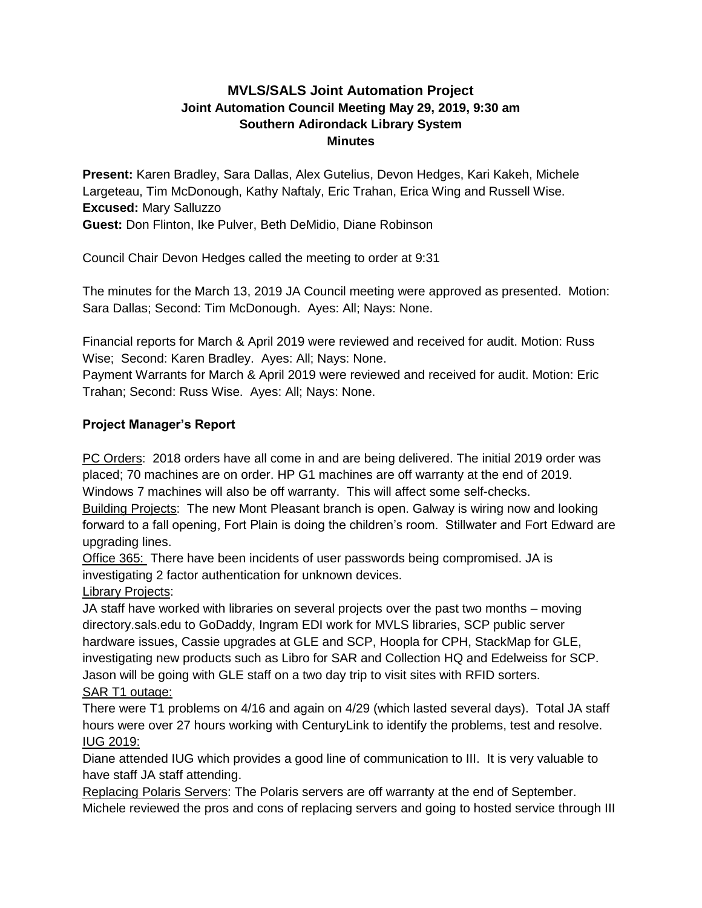# MVLS/SALS Joint Automation Project
## Joint Automation Council Meeting May 29, 2019, 9:30 am
## Southern Adirondack Library System
## Minutes

**Present:** Karen Bradley, Sara Dallas, Alex Gutelius, Devon Hedges, Kari Kakeh, Michele Largeteau, Tim McDonough, Kathy Naftaly, Eric Trahan, Erica Wing and Russell Wise.
**Excused:** Mary Salluzzo
**Guest:** Don Flinton, Ike Pulver, Beth DeMidio, Diane Robinson

Council Chair Devon Hedges called the meeting to order at 9:31

The minutes for the March 13, 2019 JA Council meeting were approved as presented. Motion: Sara Dallas; Second: Tim McDonough. Ayes: All; Nays: None.

Financial reports for March & April 2019 were reviewed and received for audit. Motion: Russ Wise; Second: Karen Bradley. Ayes: All; Nays: None.
Payment Warrants for March & April 2019 were reviewed and received for audit. Motion: Eric Trahan; Second: Russ Wise. Ayes: All; Nays: None.

### Project Manager's Report

PC Orders: 2018 orders have all come in and are being delivered. The initial 2019 order was placed; 70 machines are on order. HP G1 machines are off warranty at the end of 2019. Windows 7 machines will also be off warranty. This will affect some self-checks.
Building Projects: The new Mont Pleasant branch is open. Galway is wiring now and looking forward to a fall opening, Fort Plain is doing the children's room. Stillwater and Fort Edward are upgrading lines.
Office 365: There have been incidents of user passwords being compromised. JA is investigating 2 factor authentication for unknown devices.
Library Projects:
JA staff have worked with libraries on several projects over the past two months – moving directory.sals.edu to GoDaddy, Ingram EDI work for MVLS libraries, SCP public server hardware issues, Cassie upgrades at GLE and SCP, Hoopla for CPH, StackMap for GLE, investigating new products such as Libro for SAR and Collection HQ and Edelweiss for SCP. Jason will be going with GLE staff on a two day trip to visit sites with RFID sorters.
SAR T1 outage:
There were T1 problems on 4/16 and again on 4/29 (which lasted several days). Total JA staff hours were over 27 hours working with CenturyLink to identify the problems, test and resolve.
IUG 2019:
Diane attended IUG which provides a good line of communication to III. It is very valuable to have staff JA staff attending.
Replacing Polaris Servers: The Polaris servers are off warranty at the end of September. Michele reviewed the pros and cons of replacing servers and going to hosted service through III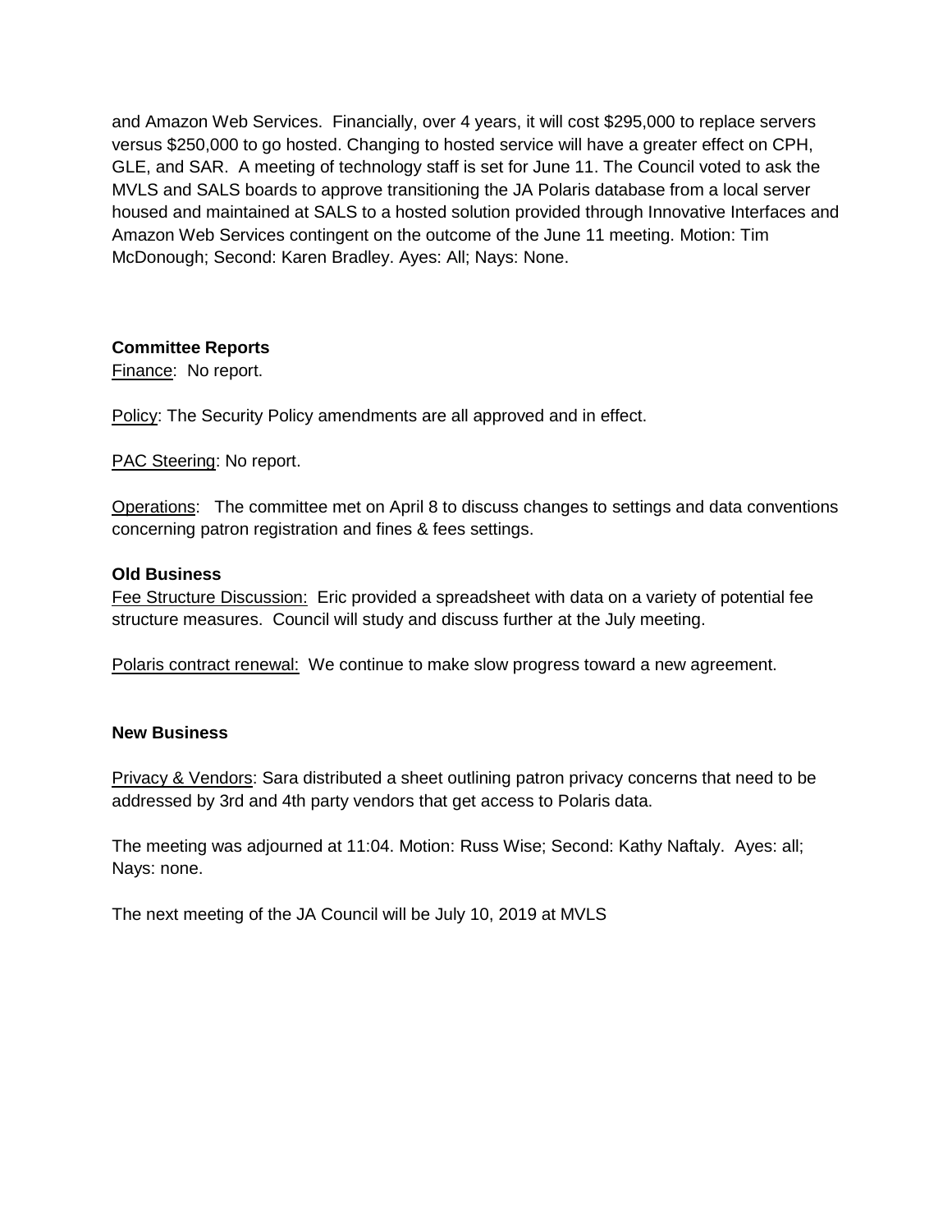and Amazon Web Services. Financially, over 4 years, it will cost $295,000 to replace servers versus $250,000 to go hosted. Changing to hosted service will have a greater effect on CPH, GLE, and SAR. A meeting of technology staff is set for June 11. The Council voted to ask the MVLS and SALS boards to approve transitioning the JA Polaris database from a local server housed and maintained at SALS to a hosted solution provided through Innovative Interfaces and Amazon Web Services contingent on the outcome of the June 11 meeting. Motion: Tim McDonough; Second: Karen Bradley. Ayes: All; Nays: None.

**Committee Reports**

Finance: No report.

Policy: The Security Policy amendments are all approved and in effect.

PAC Steering: No report.

Operations: The committee met on April 8 to discuss changes to settings and data conventions concerning patron registration and fines & fees settings.

**Old Business**

Fee Structure Discussion: Eric provided a spreadsheet with data on a variety of potential fee structure measures. Council will study and discuss further at the July meeting.

Polaris contract renewal: We continue to make slow progress toward a new agreement.

**New Business**

Privacy & Vendors: Sara distributed a sheet outlining patron privacy concerns that need to be addressed by 3rd and 4th party vendors that get access to Polaris data.

The meeting was adjourned at 11:04. Motion: Russ Wise; Second: Kathy Naftaly. Ayes: all; Nays: none.

The next meeting of the JA Council will be July 10, 2019 at MVLS